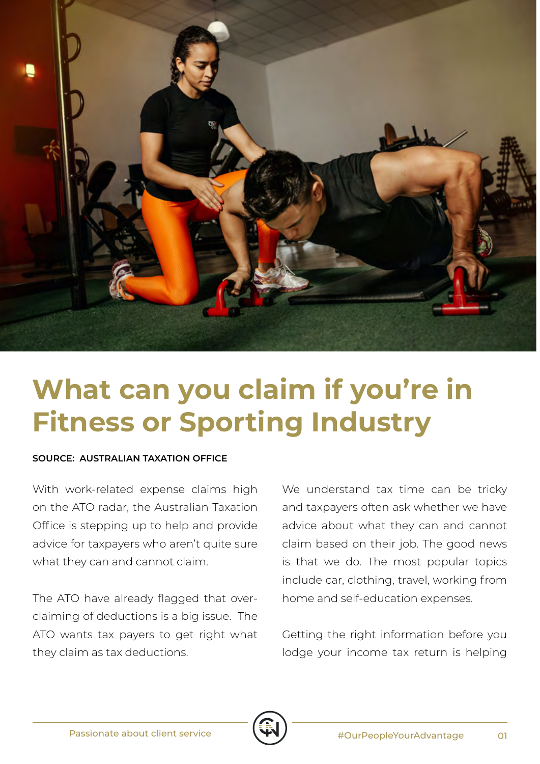# What can you claim if you're in Fitness or Sporting Industry

**SOURCE: AUSTRALIAN TAXATION OFFICE**

With work-related expense claims high on the ATO radar, the Australian Taxation Office is stepping up to help and provide advice for taxpayers who aren't quite sure what they can and cannot claim.

The ATO have already flagged that over-claiming of deductions is a big issue. The ATO wants tax payers to get right what they claim as tax deductions.

We understand tax time can be tricky and taxpayers often ask whether we have advice about what they can and cannot claim based on their job. The good news is that we do. The most popular topics include car, clothing, travel, working from home and self-education expenses.

Getting the right information before you lodge your income tax return is helping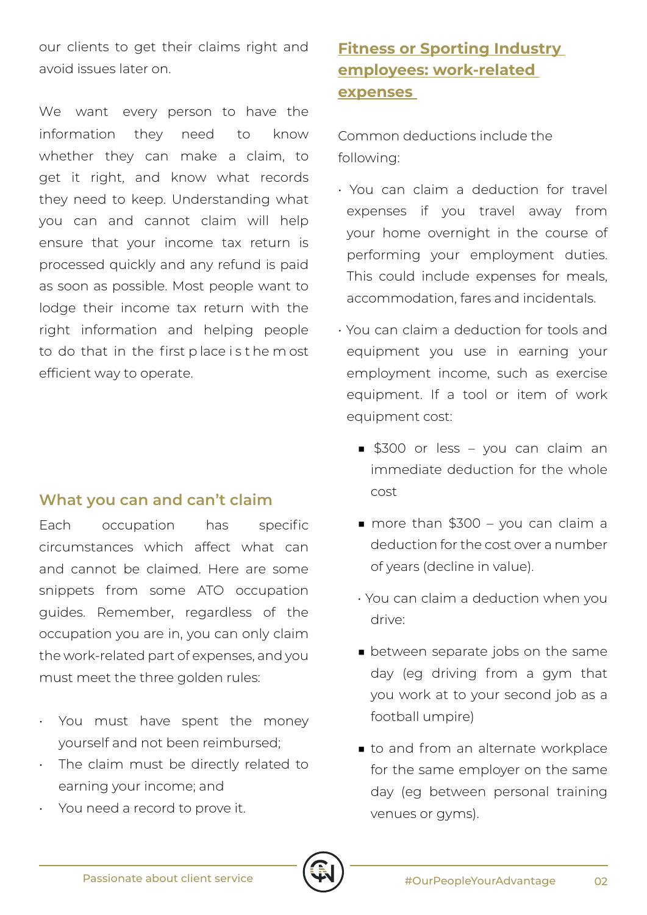our clients to get their claims right and avoid issues later on.

We want every person to have the information they need to know whether they can make a claim, to get it right, and know what records they need to keep. Understanding what you can and cannot claim will help ensure that your income tax return is processed quickly and any refund is paid as soon as possible. Most people want to lodge their income tax return with the right information and helping people to do that in the first place is the most efficient way to operate.

## What you can and can't claim

Each occupation has specific circumstances which affect what can and cannot be claimed. Here are some snippets from some ATO occupation guides. Remember, regardless of the occupation you are in, you can only claim the work-related part of expenses, and you must meet the three golden rules:

- You must have spent the money yourself and not been reimbursed;
- The claim must be directly related to earning your income; and
- You need a record to prove it.

## Fitness or Sporting Industry employees: work-related expenses

Common deductions include the following:

- You can claim a deduction for travel expenses if you travel away from your home overnight in the course of performing your employment duties. This could include expenses for meals, accommodation, fares and incidentals.
- You can claim a deduction for tools and equipment you use in earning your employment income, such as exercise equipment. If a tool or item of work equipment cost:
  - $300 or less – you can claim an immediate deduction for the whole cost
  - more than $300 – you can claim a deduction for the cost over a number of years (decline in value).
- You can claim a deduction when you drive:
  - between separate jobs on the same day (eg driving from a gym that you work at to your second job as a football umpire)
  - to and from an alternate workplace for the same employer on the same day (eg between personal training venues or gyms).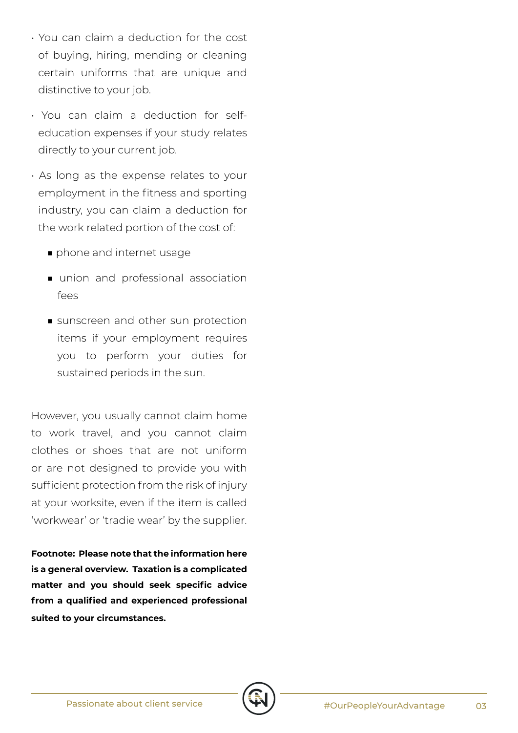- You can claim a deduction for the cost of buying, hiring, mending or cleaning certain uniforms that are unique and distinctive to your job.
- You can claim a deduction for self-education expenses if your study relates directly to your current job.
- As long as the expense relates to your employment in the fitness and sporting industry, you can claim a deduction for the work related portion of the cost of:
  - phone and internet usage
  - union and professional association fees
  - sunscreen and other sun protection items if your employment requires you to perform your duties for sustained periods in the sun.

However, you usually cannot claim home to work travel, and you cannot claim clothes or shoes that are not uniform or are not designed to provide you with sufficient protection from the risk of injury at your worksite, even if the item is called 'workwear' or 'tradie wear' by the supplier.

**Footnote: Please note that the information here is a general overview. Taxation is a complicated matter and you should seek specific advice from a qualified and experienced professional suited to your circumstances.**